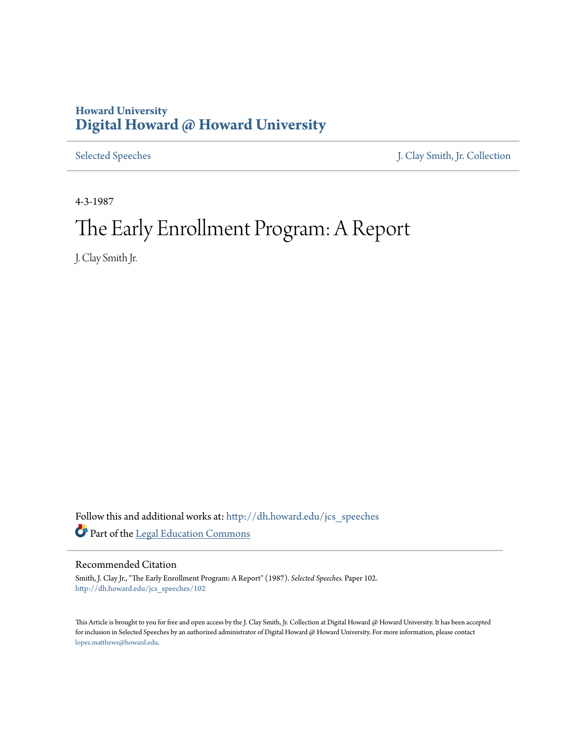Howard University
# Digital Howard @ Howard University

Selected Speeches | J. Clay Smith, Jr. Collection

4-3-1987

# The Early Enrollment Program: A Report

J. Clay Smith Jr.

Follow this and additional works at: http://dh.howard.edu/jcs_speeches

Part of the Legal Education Commons

## Recommended Citation

Smith, J. Clay Jr., "The Early Enrollment Program: A Report" (1987). *Selected Speeches.* Paper 102.
http://dh.howard.edu/jcs_speeches/102

This Article is brought to you for free and open access by the J. Clay Smith, Jr. Collection at Digital Howard @ Howard University. It has been accepted for inclusion in Selected Speeches by an authorized administrator of Digital Howard @ Howard University. For more information, please contact lopez.matthews@howard.edu.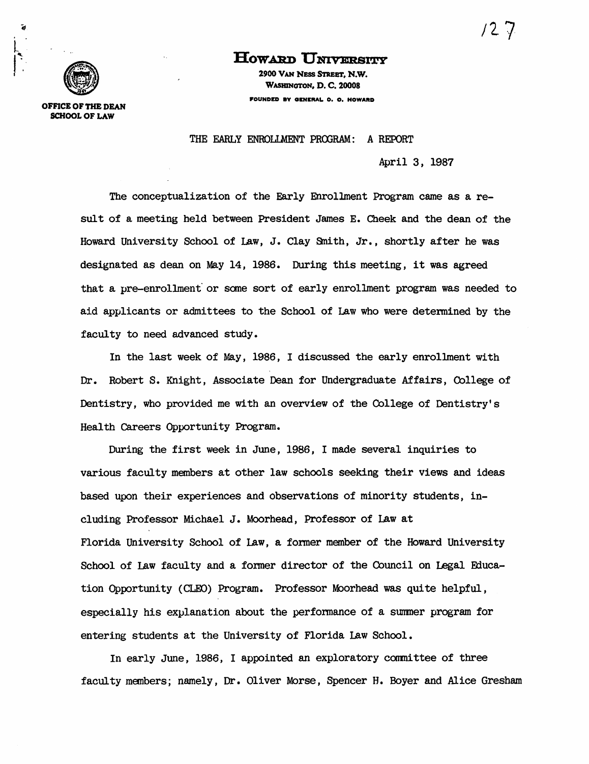**Howard University**

2900 Van Ness Street, N.W.
Washington, D.C. 20008
Founded by General O. O. Howard

**OFFICE OF THE DEAN**
**SCHOOL OF LAW**

THE EARLY ENROLLMENT PROGRAM: A REPORT

April 3, 1987

The conceptualization of the Early Enrollment Program came as a result of a meeting held between President James E. Cheek and the dean of the Howard University School of Law, J. Clay Smith, Jr., shortly after he was designated as dean on May 14, 1986. During this meeting, it was agreed that a pre-enrollment or some sort of early enrollment program was needed to aid applicants or admittees to the School of Law who were determined by the faculty to need advanced study.

In the last week of May, 1986, I discussed the early enrollment with Dr. Robert S. Knight, Associate Dean for Undergraduate Affairs, College of Dentistry, who provided me with an overview of the College of Dentistry's Health Careers Opportunity Program.

During the first week in June, 1986, I made several inquiries to various faculty members at other law schools seeking their views and ideas based upon their experiences and observations of minority students, including Professor Michael J. Moorhead, Professor of Law at Florida University School of Law, a former member of the Howard University School of Law faculty and a former director of the Council on Legal Education Opportunity (CLEO) Program. Professor Moorhead was quite helpful, especially his explanation about the performance of a summer program for entering students at the University of Florida Law School.

In early June, 1986, I appointed an exploratory committee of three faculty members; namely, Dr. Oliver Morse, Spencer H. Boyer and Alice Gresham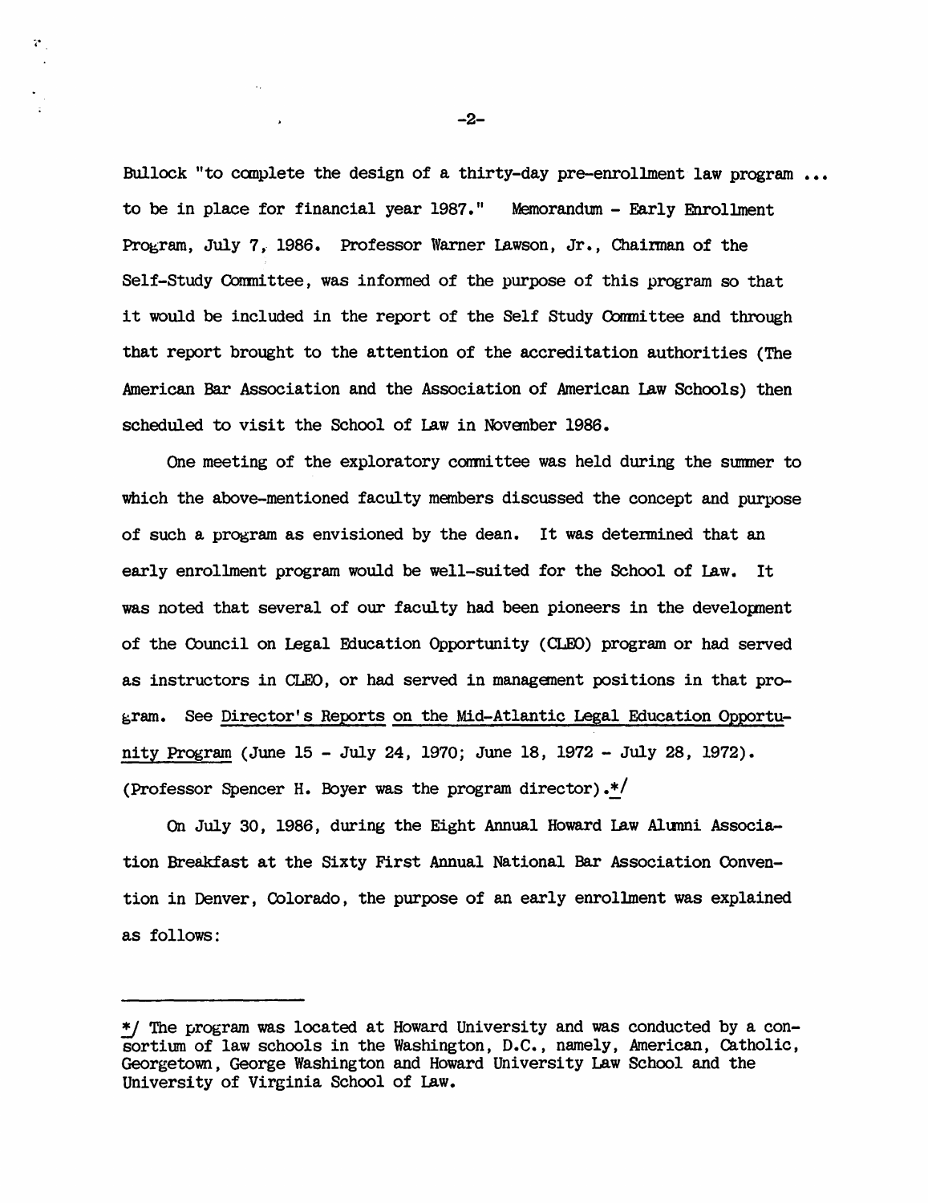Bullock "to complete the design of a thirty-day pre-enrollment law program ... to be in place for financial year 1987." Memorandum - Early Enrollment Program, July 7, 1986. Professor Warner Lawson, Jr., Chairman of the Self-Study Committee, was informed of the purpose of this program so that it would be included in the report of the Self Study Committee and through that report brought to the attention of the accreditation authorities (The American Bar Association and the Association of American Law Schools) then scheduled to visit the School of Law in November 1986.

One meeting of the exploratory committee was held during the summer to which the above-mentioned faculty members discussed the concept and purpose of such a program as envisioned by the dean. It was determined that an early enrollment program would be well-suited for the School of Law. It was noted that several of our faculty had been pioneers in the development of the Council on Legal Education Opportunity (CLEO) program or had served as instructors in CLEO, or had served in management positions in that program. See <u>Director's Reports on the Mid-Atlantic Legal Education Opportunity Program</u> (June 15 - July 24, 1970; June 18, 1972 - July 28, 1972). (Professor Spencer H. Boyer was the program director).*/

On July 30, 1986, during the Eight Annual Howard Law Alumni Association Breakfast at the Sixty First Annual National Bar Association Convention in Denver, Colorado, the purpose of an early enrollment was explained as follows:

---

*/ The program was located at Howard University and was conducted by a consortium of law schools in the Washington, D.C., namely, American, Catholic, Georgetown, George Washington and Howard University Law School and the University of Virginia School of Law.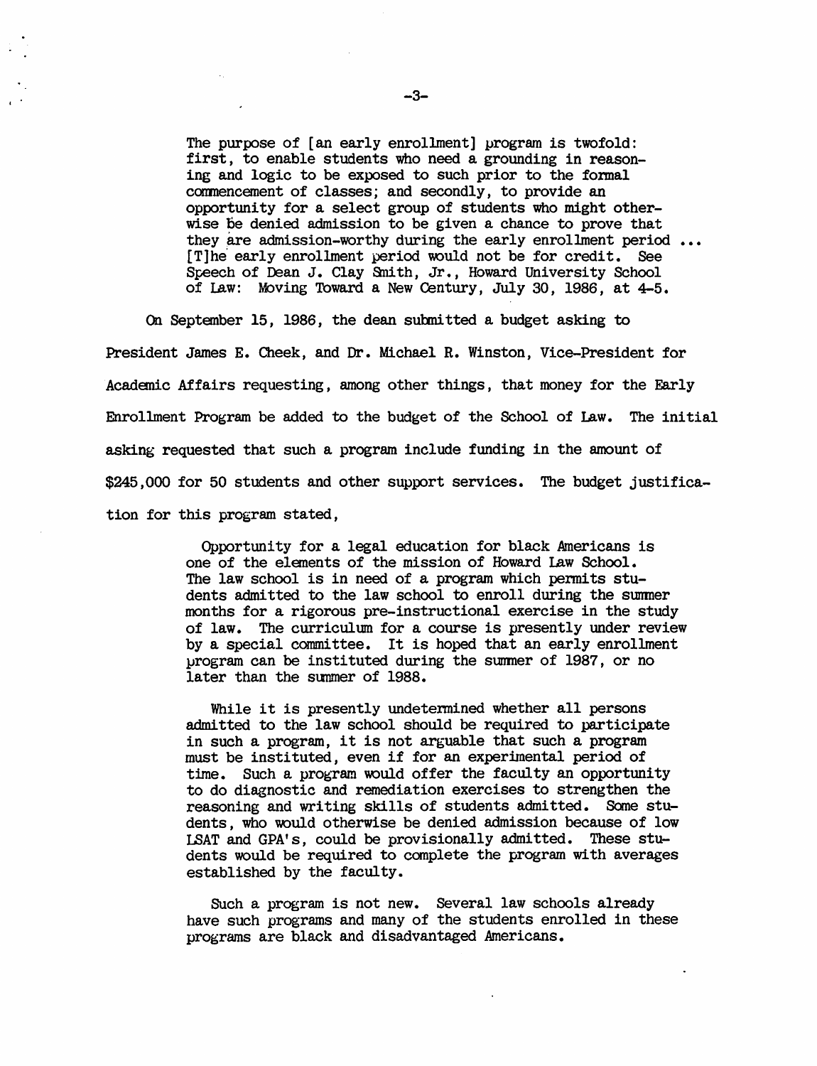> The purpose of [an early enrollment] program is twofold: first, to enable students who need a grounding in reasoning and logic to be exposed to such prior to the formal commencement of classes; and secondly, to provide an opportunity for a select group of students who might otherwise be denied admission to be given a chance to prove that they are admission-worthy during the early enrollment period ... [T]he early enrollment period would not be for credit. See Speech of Dean J. Clay Smith, Jr., Howard University School of Law: Moving Toward a New Century, July 30, 1986, at 4-5.

On September 15, 1986, the dean submitted a budget asking to President James E. Cheek, and Dr. Michael R. Winston, Vice-President for Academic Affairs requesting, among other things, that money for the Early Enrollment Program be added to the budget of the School of Law. The initial asking requested that such a program include funding in the amount of $245,000 for 50 students and other support services. The budget justification for this program stated,

> Opportunity for a legal education for black Americans is one of the elements of the mission of Howard Law School. The law school is in need of a program which permits students admitted to the law school to enroll during the summer months for a rigorous pre-instructional exercise in the study of law. The curriculum for a course is presently under review by a special committee. It is hoped that an early enrollment program can be instituted during the summer of 1987, or no later than the summer of 1988.
>
> While it is presently undetermined whether all persons admitted to the law school should be required to participate in such a program, it is not arguable that such a program must be instituted, even if for an experimental period of time. Such a program would offer the faculty an opportunity to do diagnostic and remediation exercises to strengthen the reasoning and writing skills of students admitted. Some students, who would otherwise be denied admission because of low LSAT and GPA's, could be provisionally admitted. These students would be required to complete the program with averages established by the faculty.
>
> Such a program is not new. Several law schools already have such programs and many of the students enrolled in these programs are black and disadvantaged Americans.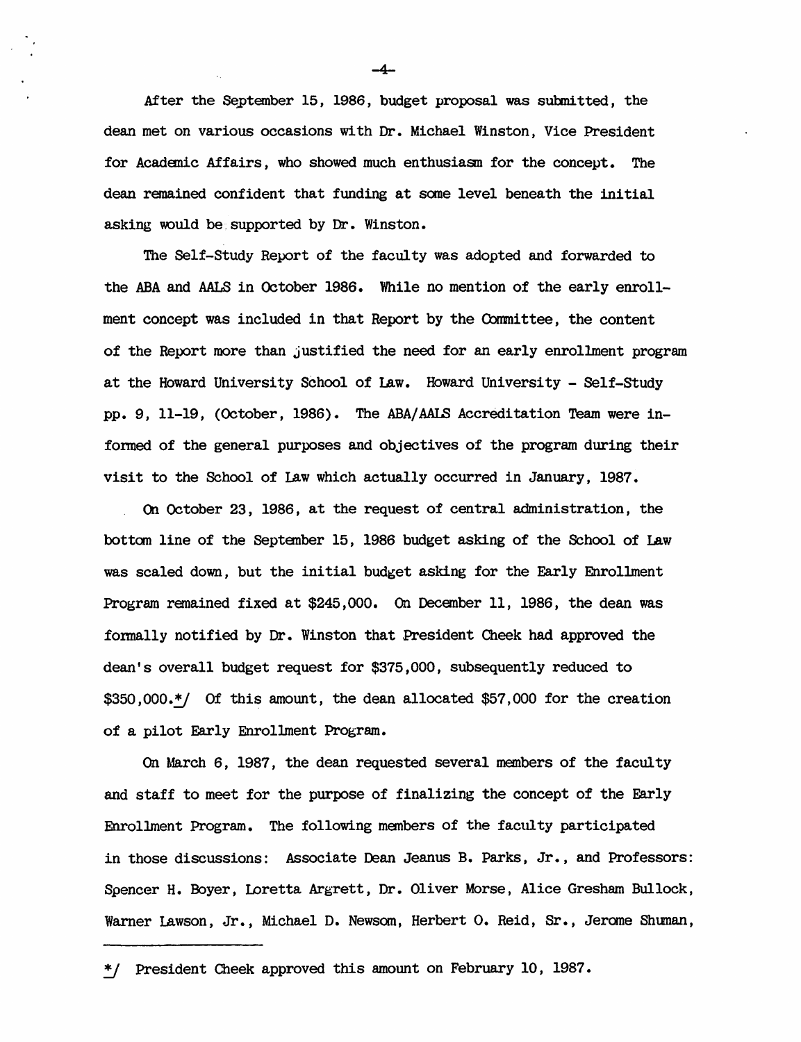After the September 15, 1986, budget proposal was submitted, the dean met on various occasions with Dr. Michael Winston, Vice President for Academic Affairs, who showed much enthusiasm for the concept. The dean remained confident that funding at some level beneath the initial asking would be supported by Dr. Winston.

The Self-Study Report of the faculty was adopted and forwarded to the ABA and AALS in October 1986. While no mention of the early enrollment concept was included in that Report by the Committee, the content of the Report more than justified the need for an early enrollment program at the Howard University School of Law. Howard University - Self-Study pp. 9, 11-19, (October, 1986). The ABA/AALS Accreditation Team were informed of the general purposes and objectives of the program during their visit to the School of Law which actually occurred in January, 1987.

On October 23, 1986, at the request of central administration, the bottom line of the September 15, 1986 budget asking of the School of Law was scaled down, but the initial budget asking for the Early Enrollment Program remained fixed at $245,000. On December 11, 1986, the dean was formally notified by Dr. Winston that President Cheek had approved the dean's overall budget request for $375,000, subsequently reduced to $350,000.*/ Of this amount, the dean allocated $57,000 for the creation of a pilot Early Enrollment Program.

On March 6, 1987, the dean requested several members of the faculty and staff to meet for the purpose of finalizing the concept of the Early Enrollment Program. The following members of the faculty participated in those discussions: Associate Dean Jeanus B. Parks, Jr., and Professors: Spencer H. Boyer, Loretta Argrett, Dr. Oliver Morse, Alice Gresham Bullock, Warner Lawson, Jr., Michael D. Newsom, Herbert O. Reid, Sr., Jerome Shuman,

---

*/ President Cheek approved this amount on February 10, 1987.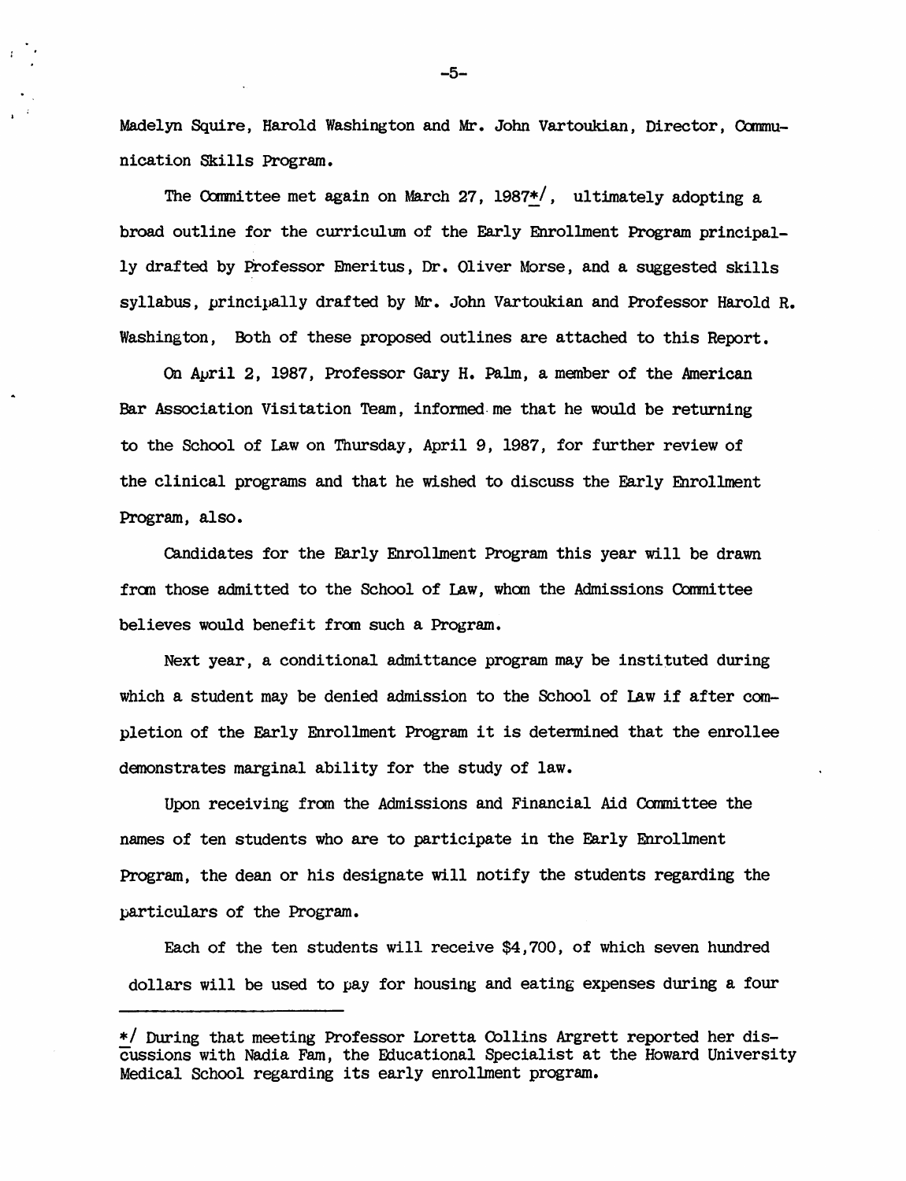Madelyn Squire, Harold Washington and Mr. John Vartoukian, Director, Communication Skills Program.

The Committee met again on March 27, 1987*/, ultimately adopting a broad outline for the curriculum of the Early Enrollment Program principally drafted by Professor Emeritus, Dr. Oliver Morse, and a suggested skills syllabus, principally drafted by Mr. John Vartoukian and Professor Harold R. Washington, Both of these proposed outlines are attached to this Report.

On April 2, 1987, Professor Gary H. Palm, a member of the American Bar Association Visitation Team, informed me that he would be returning to the School of Law on Thursday, April 9, 1987, for further review of the clinical programs and that he wished to discuss the Early Enrollment Program, also.

Candidates for the Early Enrollment Program this year will be drawn from those admitted to the School of Law, whom the Admissions Committee believes would benefit from such a Program.

Next year, a conditional admittance program may be instituted during which a student may be denied admission to the School of Law if after completion of the Early Enrollment Program it is determined that the enrollee demonstrates marginal ability for the study of law.

Upon receiving from the Admissions and Financial Aid Committee the names of ten students who are to participate in the Early Enrollment Program, the dean or his designate will notify the students regarding the particulars of the Program.

Each of the ten students will receive $4,700, of which seven hundred dollars will be used to pay for housing and eating expenses during a four

---

*/ During that meeting Professor Loretta Collins Argrett reported her discussions with Nadia Fam, the Educational Specialist at the Howard University Medical School regarding its early enrollment program.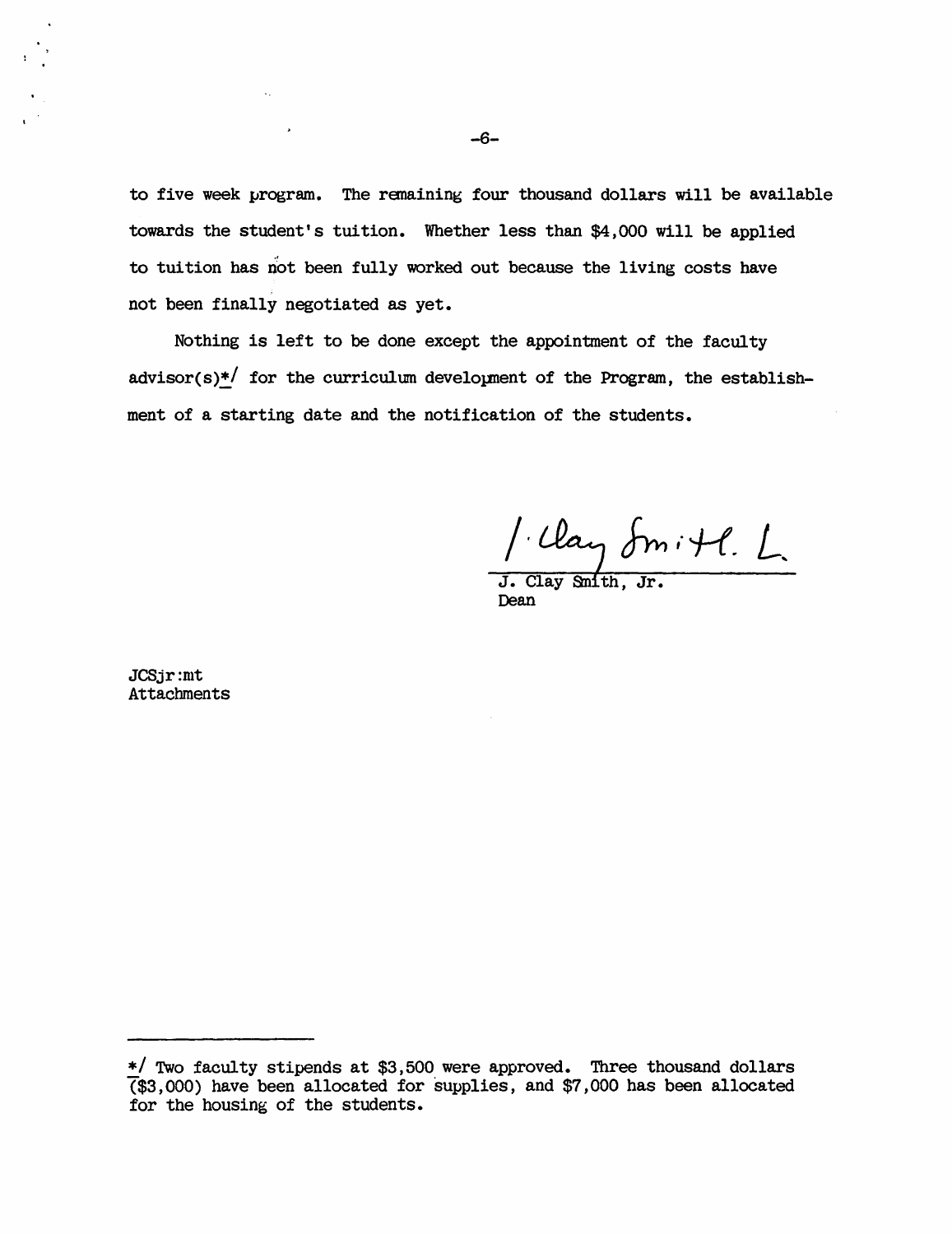to five week program. The remaining four thousand dollars will be available towards the student's tuition. Whether less than $4,000 will be applied to tuition has not been fully worked out because the living costs have not been finally negotiated as yet.

Nothing is left to be done except the appointment of the faculty advisor(s)*/ for the curriculum development of the Program, the establishment of a starting date and the notification of the students.

J. Clay Smith, Jr.
Dean

JCSjr:mt
Attachments

---

*/ Two faculty stipends at $3,500 were approved. Three thousand dollars ($3,000) have been allocated for supplies, and $7,000 has been allocated for the housing of the students.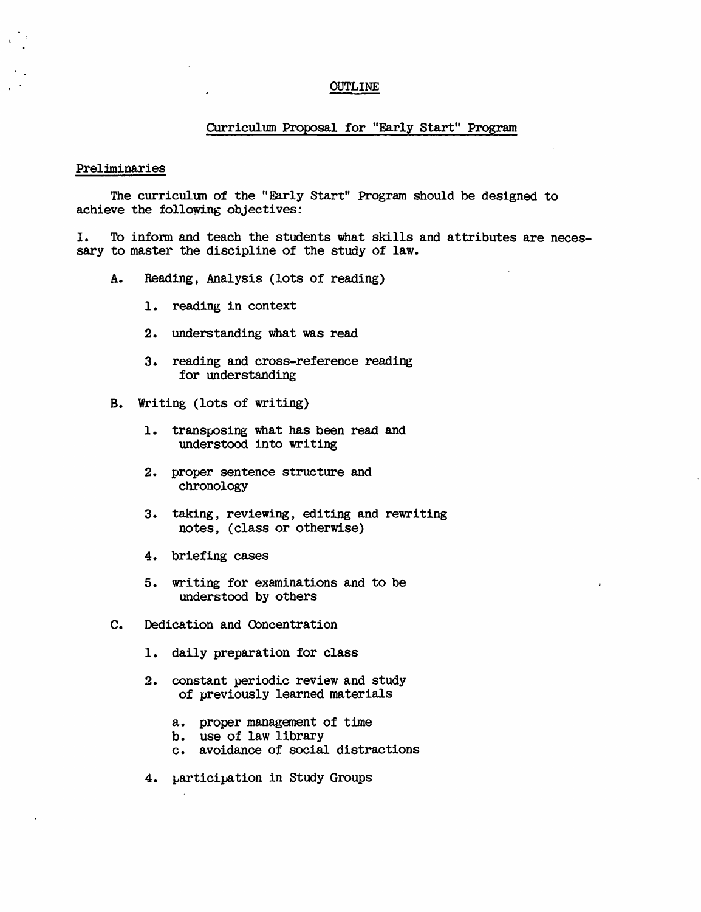# OUTLINE

## Curriculum Proposal for "Early Start" Program

### Preliminaries

The curriculum of the "Early Start" Program should be designed to achieve the following objectives:

I. To inform and teach the students what skills and attributes are necessary to master the discipline of the study of law.

- A. Reading, Analysis (lots of reading)
  1. reading in context
  2. understanding what was read
  3. reading and cross-reference reading for understanding
- B. Writing (lots of writing)
  1. transposing what has been read and understood into writing
  2. proper sentence structure and chronology
  3. taking, reviewing, editing and rewriting notes, (class or otherwise)
  4. briefing cases
  5. writing for examinations and to be understood by others
- C. Dedication and Concentration
  1. daily preparation for class
  2. constant periodic review and study of previously learned materials
     - a. proper management of time
     - b. use of law library
     - c. avoidance of social distractions
  4. participation in Study Groups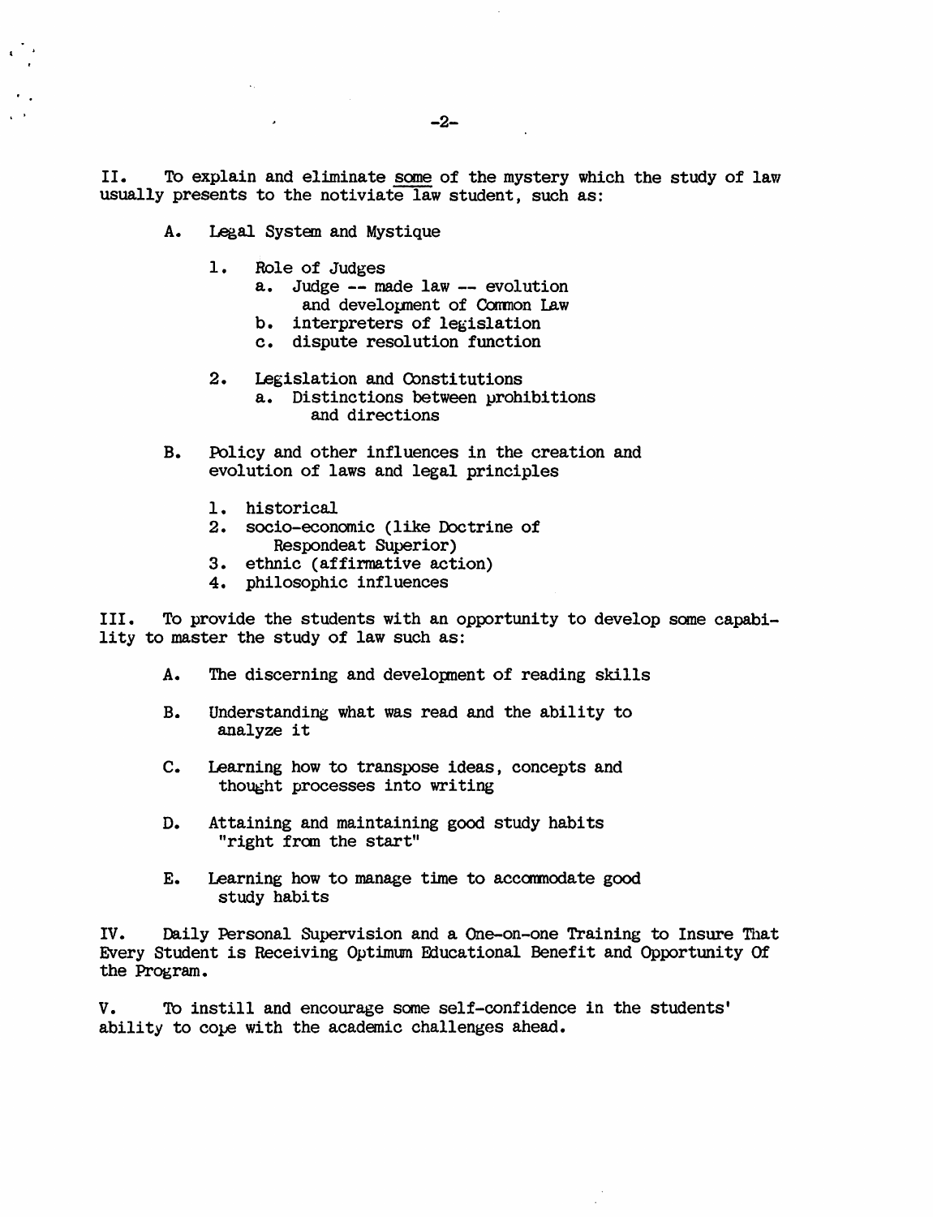II. To explain and eliminate <u>some</u> of the mystery which the study of law usually presents to the notiviate law student, such as:

A. Legal System and Mystique

1. Role of Judges
    a. Judge -- made law -- evolution and development of Common Law
    b. interpreters of legislation
    c. dispute resolution function

2. Legislation and Constitutions
    a. Distinctions between prohibitions and directions

B. Policy and other influences in the creation and evolution of laws and legal principles

1. historical
2. socio-economic (like Doctrine of Respondeat Superior)
3. ethnic (affirmative action)
4. philosophic influences

III. To provide the students with an opportunity to develop some capability to master the study of law such as:

A. The discerning and development of reading skills

B. Understanding what was read and the ability to analyze it

C. Learning how to transpose ideas, concepts and thought processes into writing

D. Attaining and maintaining good study habits "right from the start"

E. Learning how to manage time to accommodate good study habits

IV. Daily Personal Supervision and a One-on-one Training to Insure That Every Student is Receiving Optimum Educational Benefit and Opportunity Of the Program.

V. To instill and encourage some self-confidence in the students' ability to cope with the academic challenges ahead.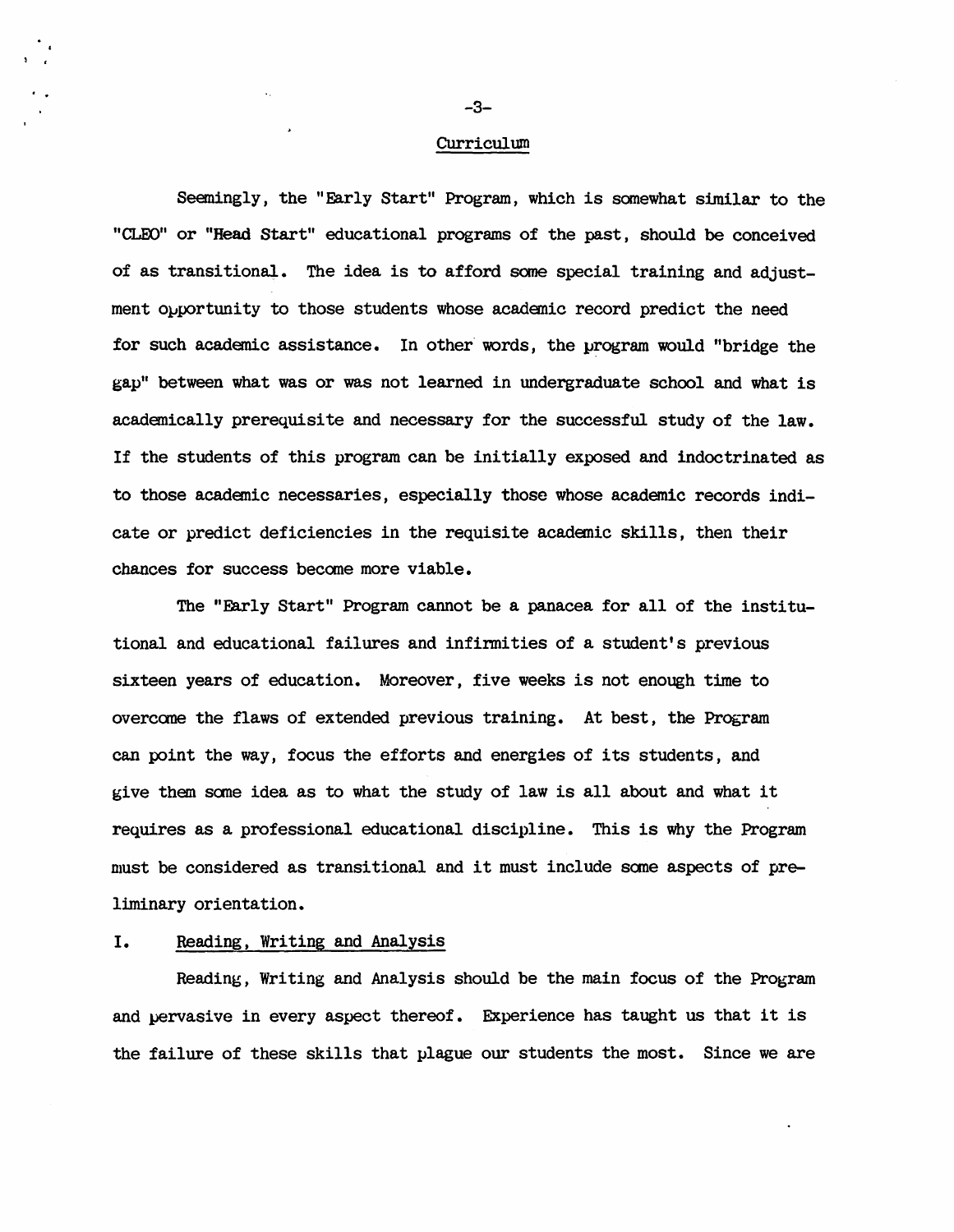## Curriculum

Seemingly, the "Early Start" Program, which is somewhat similar to the "CLEO" or "Head Start" educational programs of the past, should be conceived of as transitional. The idea is to afford some special training and adjustment opportunity to those students whose academic record predict the need for such academic assistance. In other words, the program would "bridge the gap" between what was or was not learned in undergraduate school and what is academically prerequisite and necessary for the successful study of the law. If the students of this program can be initially exposed and indoctrinated as to those academic necessaries, especially those whose academic records indicate or predict deficiencies in the requisite academic skills, then their chances for success become more viable.

The "Early Start" Program cannot be a panacea for all of the institutional and educational failures and infirmities of a student's previous sixteen years of education. Moreover, five weeks is not enough time to overcome the flaws of extended previous training. At best, the Program can point the way, focus the efforts and energies of its students, and give them some idea as to what the study of law is all about and what it requires as a professional educational discipline. This is why the Program must be considered as transitional and it must include some aspects of preliminary orientation.

### I. Reading, Writing and Analysis

Reading, Writing and Analysis should be the main focus of the Program and pervasive in every aspect thereof. Experience has taught us that it is the failure of these skills that plague our students the most. Since we are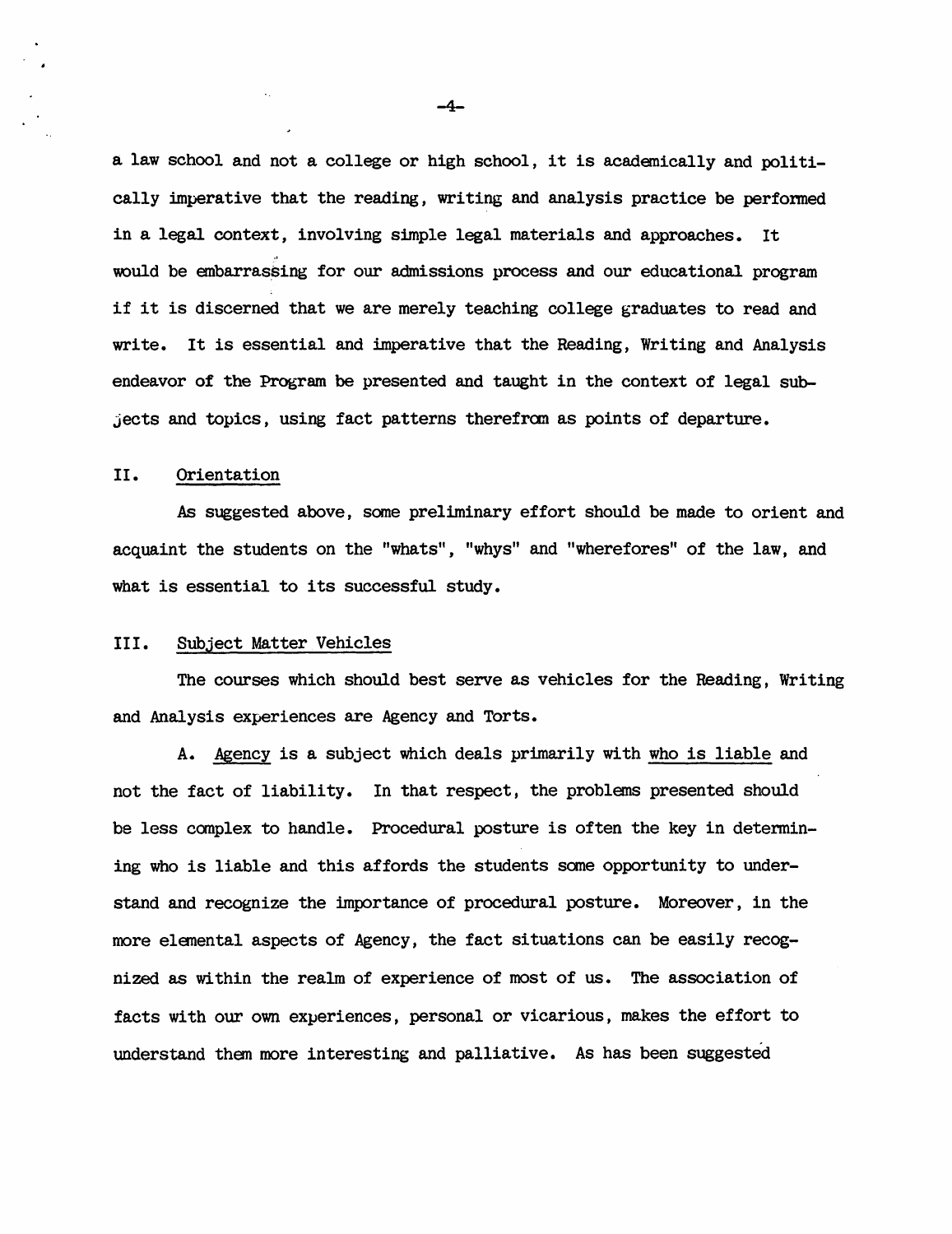a law school and not a college or high school, it is academically and politically imperative that the reading, writing and analysis practice be performed in a legal context, involving simple legal materials and approaches. It would be embarrassing for our admissions process and our educational program if it is discerned that we are merely teaching college graduates to read and write. It is essential and imperative that the Reading, Writing and Analysis endeavor of the Program be presented and taught in the context of legal subjects and topics, using fact patterns therefrom as points of departure.

## II. Orientation

As suggested above, some preliminary effort should be made to orient and acquaint the students on the "whats", "whys" and "wherefores" of the law, and what is essential to its successful study.

## III. Subject Matter Vehicles

The courses which should best serve as vehicles for the Reading, Writing and Analysis experiences are Agency and Torts.

A. Agency is a subject which deals primarily with who is liable and not the fact of liability. In that respect, the problems presented should be less complex to handle. Procedural posture is often the key in determining who is liable and this affords the students some opportunity to understand and recognize the importance of procedural posture. Moreover, in the more elemental aspects of Agency, the fact situations can be easily recognized as within the realm of experience of most of us. The association of facts with our own experiences, personal or vicarious, makes the effort to understand them more interesting and palliative. As has been suggested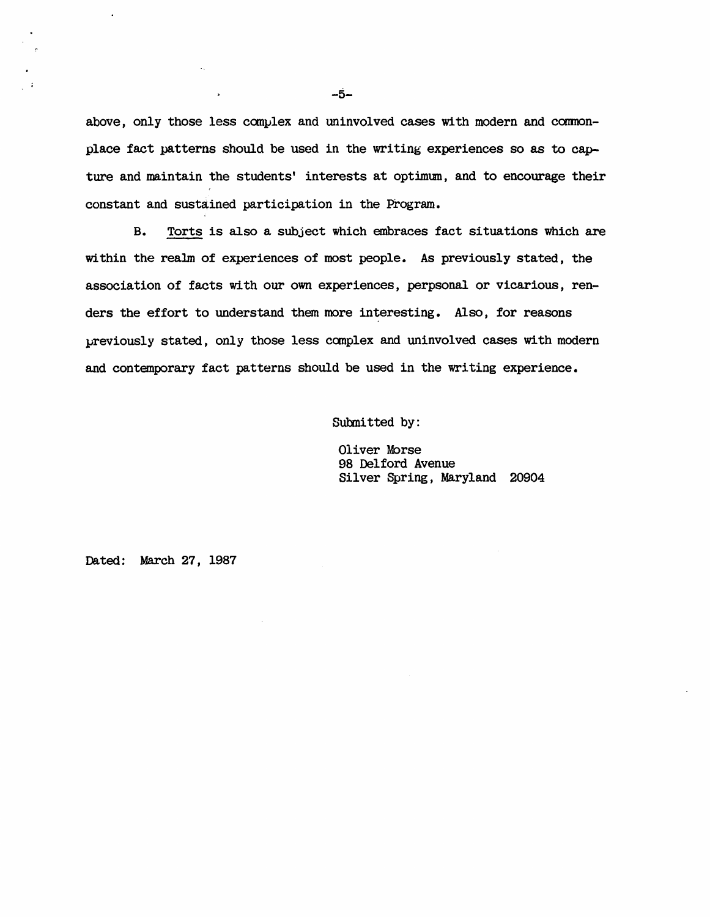above, only those less complex and uninvolved cases with modern and commonplace fact patterns should be used in the writing experiences so as to capture and maintain the students' interests at optimum, and to encourage their constant and sustained participation in the Program.

B. Torts is also a subject which embraces fact situations which are within the realm of experiences of most people. As previously stated, the association of facts with our own experiences, perpsonal or vicarious, renders the effort to understand them more interesting. Also, for reasons previously stated, only those less complex and uninvolved cases with modern and contemporary fact patterns should be used in the writing experience.

Submitted by:

Oliver Morse
98 Delford Avenue
Silver Spring, Maryland 20904

Dated: March 27, 1987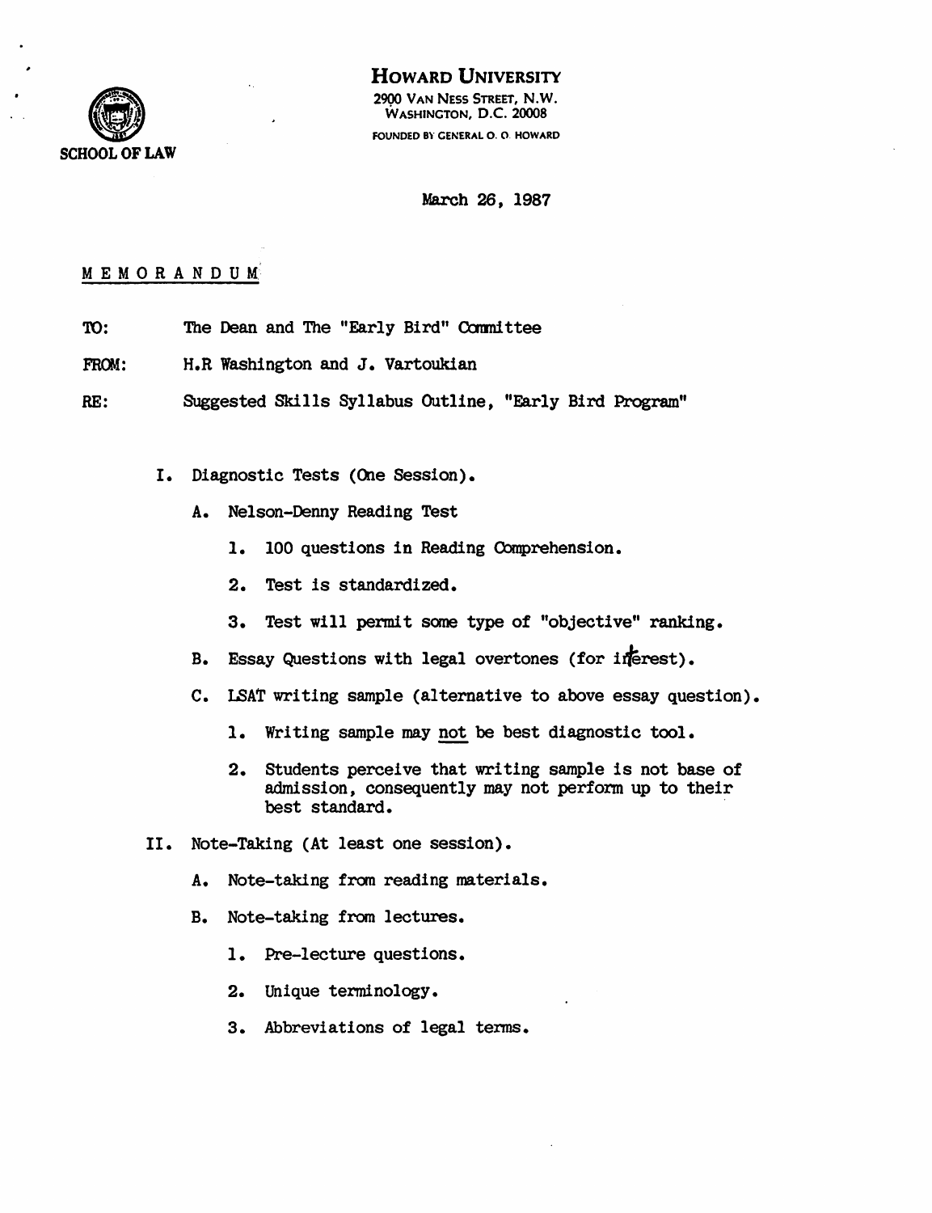HOWARD UNIVERSITY

2900 VAN NESS STREET, N.W.
WASHINGTON, D.C. 20008

FOUNDED BY GENERAL O. O. HOWARD

SCHOOL OF LAW

March 26, 1987

MEMORANDUM

TO: The Dean and The "Early Bird" Committee

FROM: H.R Washington and J. Vartoukian

RE: Suggested Skills Syllabus Outline, "Early Bird Program"

I. Diagnostic Tests (One Session).

   A. Nelson-Denny Reading Test

      1. 100 questions in Reading Comprehension.

      2. Test is standardized.

      3. Test will permit some type of "objective" ranking.

   B. Essay Questions with legal overtones (for interest).

   C. LSAT writing sample (alternative to above essay question).

      1. Writing sample may not be best diagnostic tool.

      2. Students perceive that writing sample is not base of admission, consequently may not perform up to their best standard.

II. Note-Taking (At least one session).

   A. Note-taking from reading materials.

   B. Note-taking from lectures.

      1. Pre-lecture questions.

      2. Unique terminology.

      3. Abbreviations of legal terms.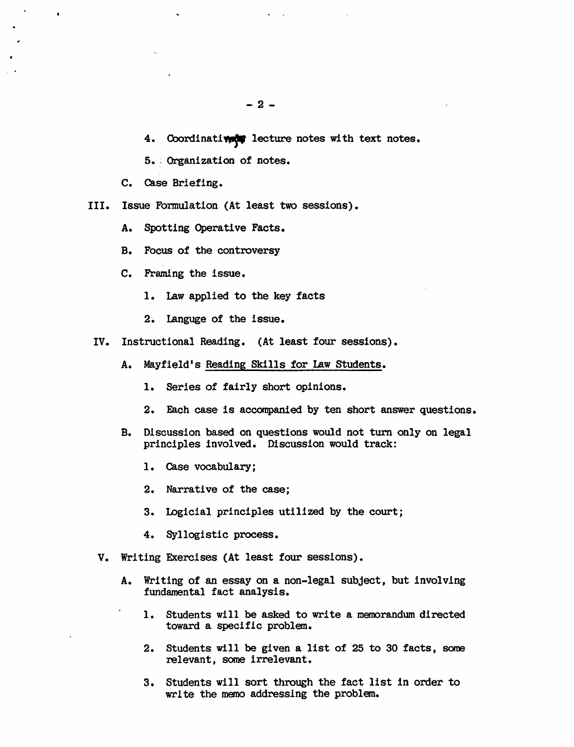4. Coordinating lecture notes with text notes.

5. Organization of notes.

C. Case Briefing.

III. Issue Formulation (At least two sessions).

A. Spotting Operative Facts.

B. Focus of the controversy

C. Framing the issue.

1. Law applied to the key facts

2. Languge of the issue.

IV. Instructional Reading. (At least four sessions).

A. Mayfield's <u>Reading Skills for Law Students</u>.

1. Series of fairly short opinions.

2. Each case is accompanied by ten short answer questions.

B. Discussion based on questions would not turn only on legal principles involved. Discussion would track:

1. Case vocabulary;

2. Narrative of the case;

3. Logicial principles utilized by the court;

4. Syllogistic process.

V. Writing Exercises (At least four sessions).

A. Writing of an essay on a non-legal subject, but involving fundamental fact analysis.

1. Students will be asked to write a memorandum directed toward a specific problem.

2. Students will be given a list of 25 to 30 facts, some relevant, some irrelevant.

3. Students will sort through the fact list in order to write the memo addressing the problem.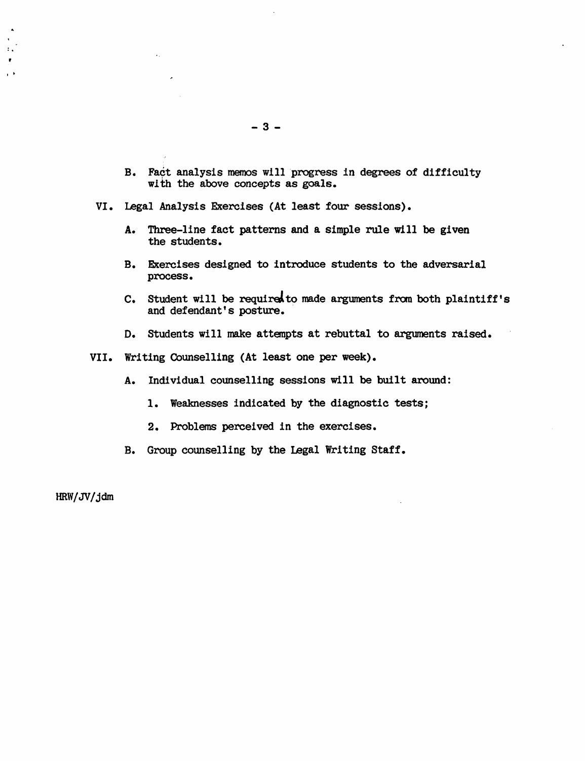B. Fact analysis memos will progress in degrees of difficulty with the above concepts as goals.

VI. Legal Analysis Exercises (At least four sessions).

A. Three-line fact patterns and a simple rule will be given the students.

B. Exercises designed to introduce students to the adversarial process.

C. Student will be required to made arguments from both plaintiff's and defendant's posture.

D. Students will make attempts at rebuttal to arguments raised.

VII. Writing Counselling (At least one per week).

A. Individual counselling sessions will be built around:

1. Weaknesses indicated by the diagnostic tests;

2. Problems perceived in the exercises.

B. Group counselling by the Legal Writing Staff.

HRW/JV/jdm